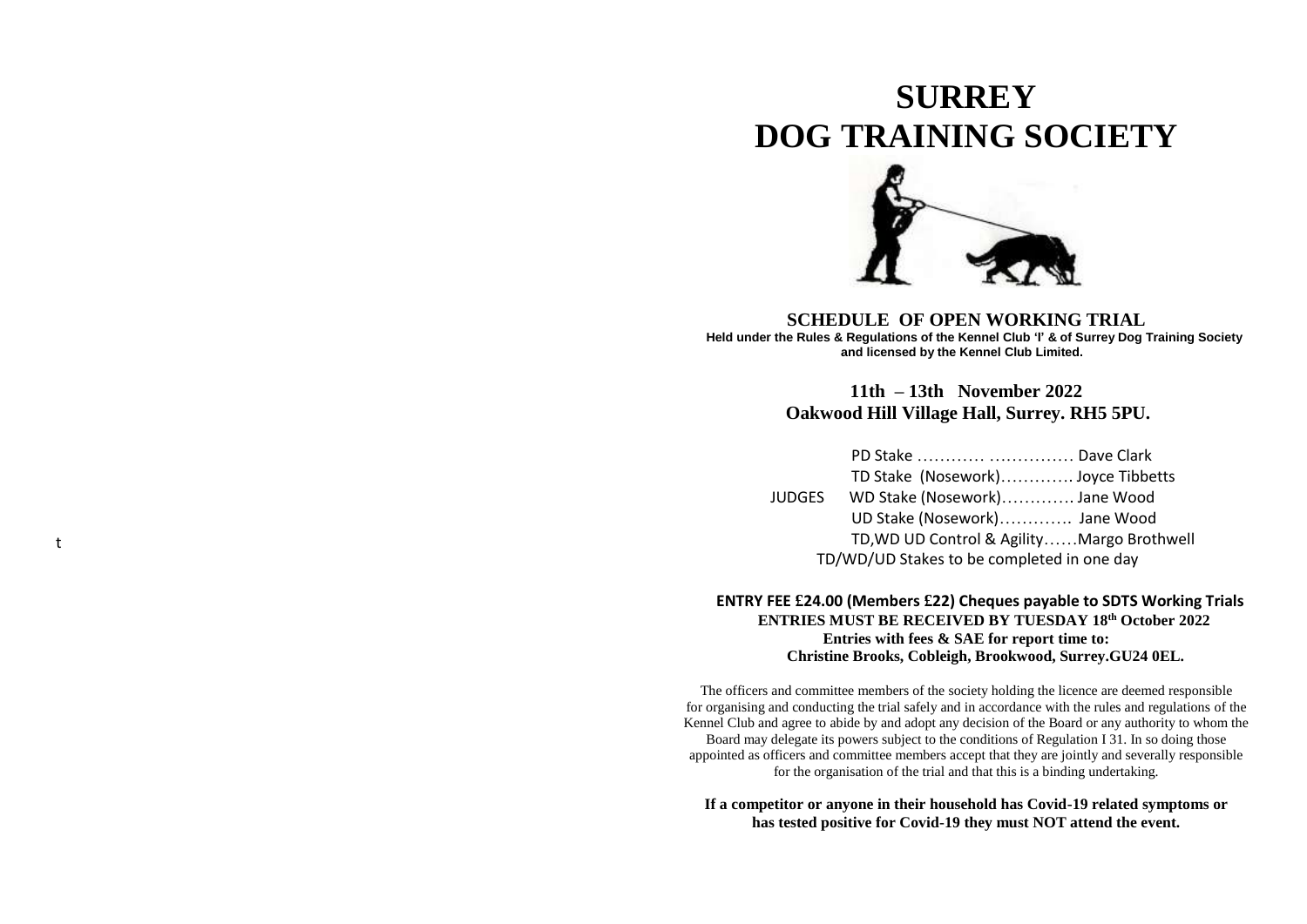# SURREY DOG TRAINING SOCIETY

## SCHEDULE OF OPEN WORKING TRIAL

**Held under the Rules & Regulations of the Kennel Club 'I' & of Surrey Dog Training Society and licensed by the Kennel Club Limited.**

**11th – 13th November 2022**
**Oakwood Hill Village Hall, Surrey. RH5 5PU.**

JUDGES

PD Stake ………… …………… Dave Clark
TD Stake (Nosework)…………. Joyce Tibbetts
WD Stake (Nosework)…………. Jane Wood
UD Stake (Nosework)…………. Jane Wood
TD,WD UD Control & Agility……Margo Brothwell

TD/WD/UD Stakes to be completed in one day

**ENTRY FEE £24.00 (Members £22) Cheques payable to SDTS Working Trials**
**ENTRIES MUST BE RECEIVED BY TUESDAY 18th October 2022**
**Entries with fees & SAE for report time to:**
**Christine Brooks, Cobleigh, Brookwood, Surrey.GU24 0EL.**

The officers and committee members of the society holding the licence are deemed responsible for organising and conducting the trial safely and in accordance with the rules and regulations of the Kennel Club and agree to abide by and adopt any decision of the Board or any authority to whom the Board may delegate its powers subject to the conditions of Regulation I 31. In so doing those appointed as officers and committee members accept that they are jointly and severally responsible for the organisation of the trial and that this is a binding undertaking.

**If a competitor or anyone in their household has Covid-19 related symptoms or has tested positive for Covid-19 they must NOT attend the event.**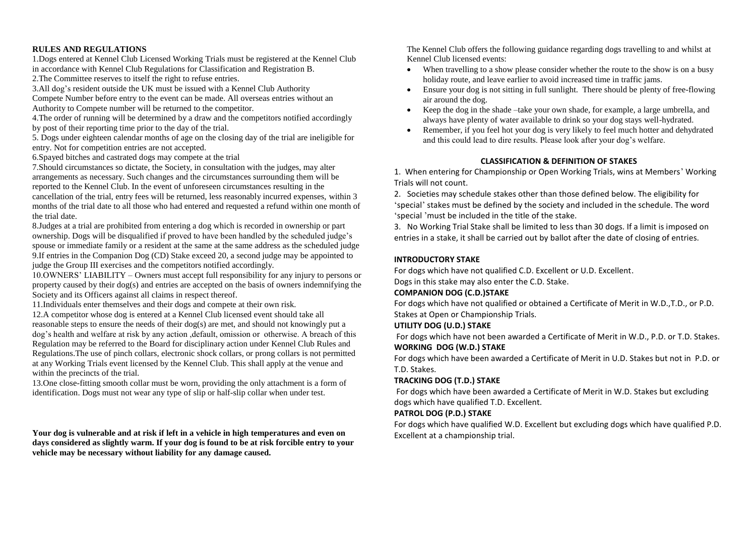## RULES AND REGULATIONS

1.Dogs entered at Kennel Club Licensed Working Trials must be registered at the Kennel Club in accordance with Kennel Club Regulations for Classification and Registration B.

2.The Committee reserves to itself the right to refuse entries.

3.All dog's resident outside the UK must be issued with a Kennel Club Authority Compete Number before entry to the event can be made. All overseas entries without an Authority to Compete number will be returned to the competitor.

4.The order of running will be determined by a draw and the competitors notified accordingly by post of their reporting time prior to the day of the trial.

5. Dogs under eighteen calendar months of age on the closing day of the trial are ineligible for entry. Not for competition entries are not accepted.

6.Spayed bitches and castrated dogs may compete at the trial

7.Should circumstances so dictate, the Society, in consultation with the judges, may alter arrangements as necessary. Such changes and the circumstances surrounding them will be reported to the Kennel Club. In the event of unforeseen circumstances resulting in the cancellation of the trial, entry fees will be returned, less reasonably incurred expenses, within 3 months of the trial date to all those who had entered and requested a refund within one month of the trial date.

8.Judges at a trial are prohibited from entering a dog which is recorded in ownership or part ownership. Dogs will be disqualified if proved to have been handled by the scheduled judge's spouse or immediate family or a resident at the same at the same address as the scheduled judge

9.If entries in the Companion Dog (CD) Stake exceed 20, a second judge may be appointed to judge the Group III exercises and the competitors notified accordingly.

10.OWNERS' LIABILITY – Owners must accept full responsibility for any injury to persons or property caused by their dog(s) and entries are accepted on the basis of owners indemnifying the Society and its Officers against all claims in respect thereof.

11.Individuals enter themselves and their dogs and compete at their own risk.

12.A competitor whose dog is entered at a Kennel Club licensed event should take all reasonable steps to ensure the needs of their dog(s) are met, and should not knowingly put a dog's health and welfare at risk by any action ,default, omission or otherwise. A breach of this Regulation may be referred to the Board for disciplinary action under Kennel Club Rules and Regulations.The use of pinch collars, electronic shock collars, or prong collars is not permitted at any Working Trials event licensed by the Kennel Club. This shall apply at the venue and within the precincts of the trial.

13.One close-fitting smooth collar must be worn, providing the only attachment is a form of identification. Dogs must not wear any type of slip or half-slip collar when under test.

**Your dog is vulnerable and at risk if left in a vehicle in high temperatures and even on days considered as slightly warm. If your dog is found to be at risk forcible entry to your vehicle may be necessary without liability for any damage caused.**

The Kennel Club offers the following guidance regarding dogs travelling to and whilst at Kennel Club licensed events:

- When travelling to a show please consider whether the route to the show is on a busy holiday route, and leave earlier to avoid increased time in traffic jams.
- Ensure your dog is not sitting in full sunlight. There should be plenty of free-flowing air around the dog.
- Keep the dog in the shade –take your own shade, for example, a large umbrella, and always have plenty of water available to drink so your dog stays well-hydrated.
- Remember, if you feel hot your dog is very likely to feel much hotter and dehydrated and this could lead to dire results. Please look after your dog's welfare.

## CLASSIFICATION & DEFINITION OF STAKES

1. When entering for Championship or Open Working Trials, wins at Members' Working Trials will not count.

2. Societies may schedule stakes other than those defined below. The eligibility for 'special' stakes must be defined by the society and included in the schedule. The word 'special 'must be included in the title of the stake.

3. No Working Trial Stake shall be limited to less than 30 dogs. If a limit is imposed on entries in a stake, it shall be carried out by ballot after the date of closing of entries.

### INTRODUCTORY STAKE

For dogs which have not qualified C.D. Excellent or U.D. Excellent.

Dogs in this stake may also enter the C.D. Stake.

### COMPANION DOG (C.D.)STAKE

For dogs which have not qualified or obtained a Certificate of Merit in W.D.,T.D., or P.D. Stakes at Open or Championship Trials.

### UTILITY DOG (U.D.) STAKE

For dogs which have not been awarded a Certificate of Merit in W.D., P.D. or T.D. Stakes.

### WORKING DOG (W.D.) STAKE

For dogs which have been awarded a Certificate of Merit in U.D. Stakes but not in P.D. or T.D. Stakes.

### TRACKING DOG (T.D.) STAKE

For dogs which have been awarded a Certificate of Merit in W.D. Stakes but excluding dogs which have qualified T.D. Excellent.

### PATROL DOG (P.D.) STAKE

For dogs which have qualified W.D. Excellent but excluding dogs which have qualified P.D. Excellent at a championship trial.